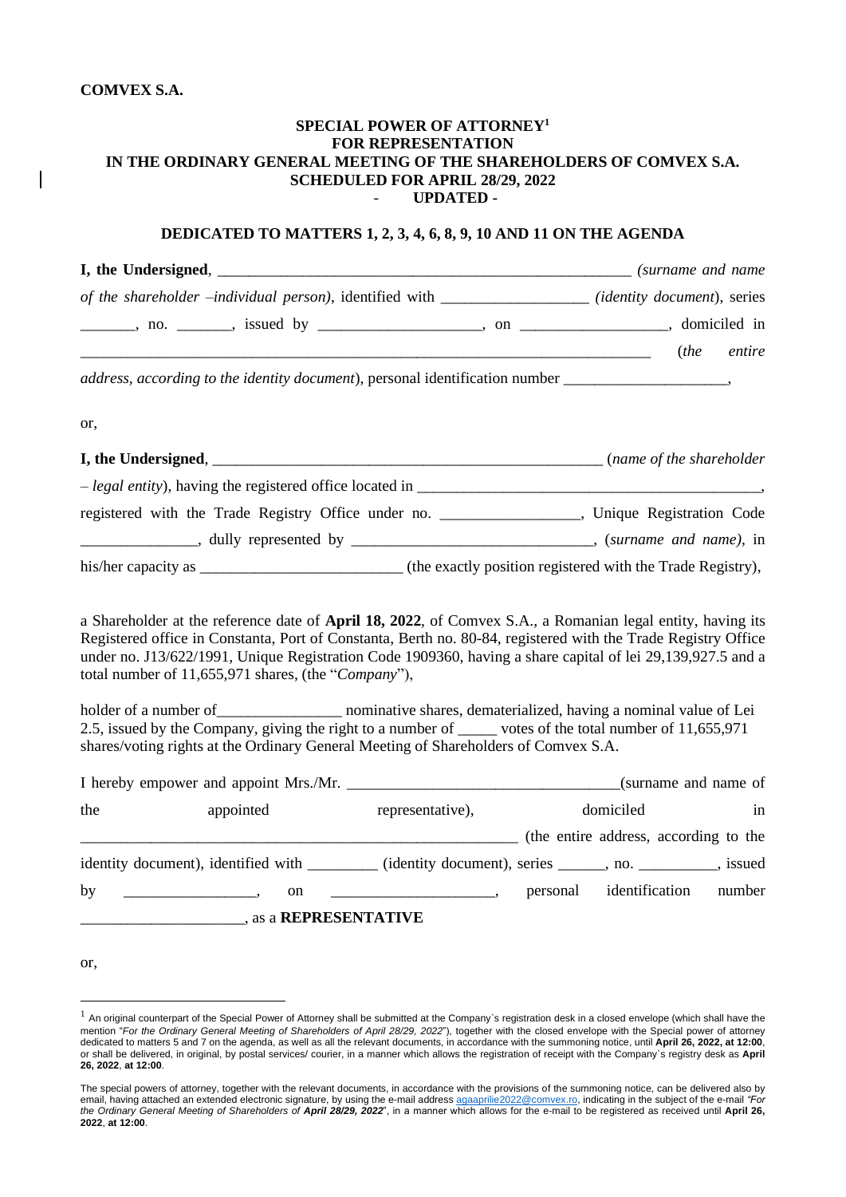**COMVEX S.A.**

# SPECIAL POWER OF ATTORNEY[1]
# FOR REPRESENTATION
# IN THE ORDINARY GENERAL MEETING OF THE SHAREHOLDERS OF COMVEX S.A.
# SCHEDULED FOR APRIL 28/29, 2022
# - UPDATED -

## DEDICATED TO MATTERS 1, 2, 3, 4, 6, 8, 9, 10 AND 11 ON THE AGENDA

**I, the Undersigned**, ___________________________________________________ *(surname and name of the shareholder –individual person)*, identified with __________________ *(identity document)*, series _______, no. _______, issued by ____________________, on __________________, domiciled in ___________________________________________________________________________ (*the entire address, according to the identity document*), personal identification number _____________________,

or,

**I, the Undersigned**, __________________________________________________ (*name of the shareholder – legal entity*), having the registered office located in ____________________________________________, registered with the Trade Registry Office under no. _________________, Unique Registration Code _______________, dully represented by ______________________________, (*surname and name)*, in his/her capacity as _________________________ (the exactly position registered with the Trade Registry),

a Shareholder at the reference date of **April 18, 2022**, of Comvex S.A., a Romanian legal entity, having its Registered office in Constanta, Port of Constanta, Berth no. 80-84, registered with the Trade Registry Office under no. J13/622/1991, Unique Registration Code 1909360, having a share capital of lei 29,139,927.5 and a total number of 11,655,971 shares, (the "*Company*"),

holder of a number of_______________ nominative shares, dematerialized, having a nominal value of Lei 2.5, issued by the Company, giving the right to a number of _____ votes of the total number of 11,655,971 shares/voting rights at the Ordinary General Meeting of Shareholders of Comvex S.A.

I hereby empower and appoint Mrs./Mr. __________________________________(surname and name of the appointed representative), domiciled in _________________________________________________________ (the entire address, according to the identity document), identified with _________ (identity document), series ______, no. __________, issued by ________________, on _____________________, personal identification number ____________________, as a **REPRESENTATIVE**

or,

---

[1] An original counterpart of the Special Power of Attorney shall be submitted at the Company`s registration desk in a closed envelope (which shall have the mention "*For the Ordinary General Meeting of Shareholders of April 28/29, 2022*"), together with the closed envelope with the Special power of attorney dedicated to matters 5 and 7 on the agenda, as well as all the relevant documents, in accordance with the summoning notice, until **April 26, 2022, at 12:00**, or shall be delivered, in original, by postal services/ courier, in a manner which allows the registration of receipt with the Company`s registry desk as **April 26, 2022**, **at 12:00**.

The special powers of attorney, together with the relevant documents, in accordance with the provisions of the summoning notice, can be delivered also by email, having attached an extended electronic signature, by using the e-mail address agaaprilie2022@comvex.ro, indicating in the subject of the e-mail *"For the Ordinary General Meeting of Shareholders of **April 28/29, 2022**"*, in a manner which allows for the e-mail to be registered as received until **April 26, 2022**, **at 12:00**.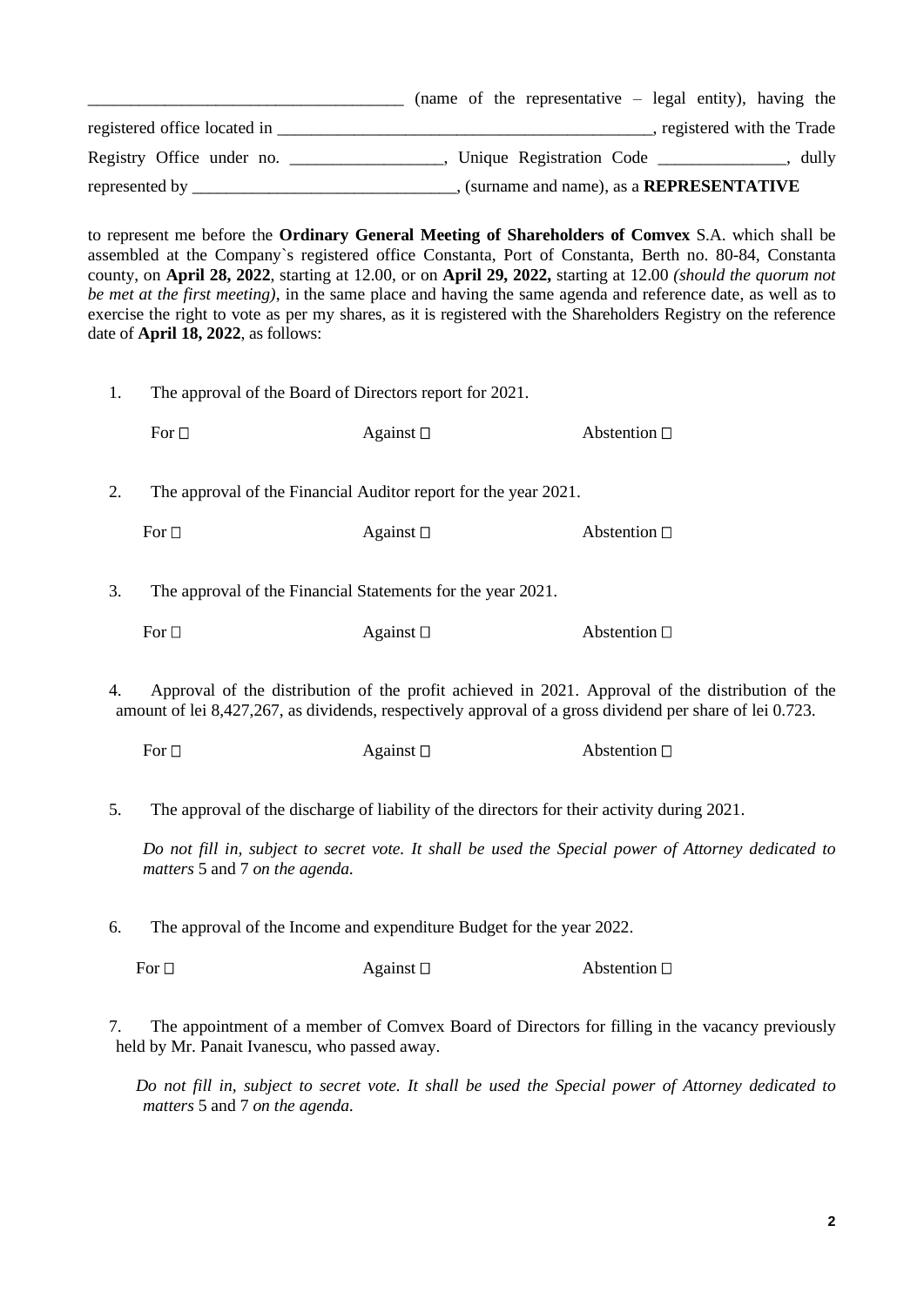____________________________________ (name of the representative – legal entity), having the registered office located in _____________________________________________, registered with the Trade Registry Office under no. __________________, Unique Registration Code _______________, dully represented by _______________________________, (surname and name), as a **REPRESENTATIVE**

to represent me before the **Ordinary General Meeting of Shareholders of Comvex** S.A. which shall be assembled at the Company`s registered office Constanta, Port of Constanta, Berth no. 80-84, Constanta county, on **April 28, 2022**, starting at 12.00, or on **April 29, 2022,** starting at 12.00 *(should the quorum not be met at the first meeting)*, in the same place and having the same agenda and reference date, as well as to exercise the right to vote as per my shares, as it is registered with the Shareholders Registry on the reference date of **April 18, 2022**, as follows:

1. The approval of the Board of Directors report for 2021.

   For ☐ Against ☐ Abstention ☐

2. The approval of the Financial Auditor report for the year 2021.

   For ☐ Against ☐ Abstention ☐

3. The approval of the Financial Statements for the year 2021.

   For ☐ Against ☐ Abstention ☐

4. Approval of the distribution of the profit achieved in 2021. Approval of the distribution of the amount of lei 8,427,267, as dividends, respectively approval of a gross dividend per share of lei 0.723.

   For ☐ Against ☐ Abstention ☐

5. The approval of the discharge of liability of the directors for their activity during 2021.

   *Do not fill in, subject to secret vote. It shall be used the Special power of Attorney dedicated to matters* 5 and 7 *on the agenda.*

6. The approval of the Income and expenditure Budget for the year 2022.

   For ☐ Against ☐ Abstention ☐

7. The appointment of a member of Comvex Board of Directors for filling in the vacancy previously held by Mr. Panait Ivanescu, who passed away.

   *Do not fill in, subject to secret vote. It shall be used the Special power of Attorney dedicated to matters* 5 and 7 *on the agenda.*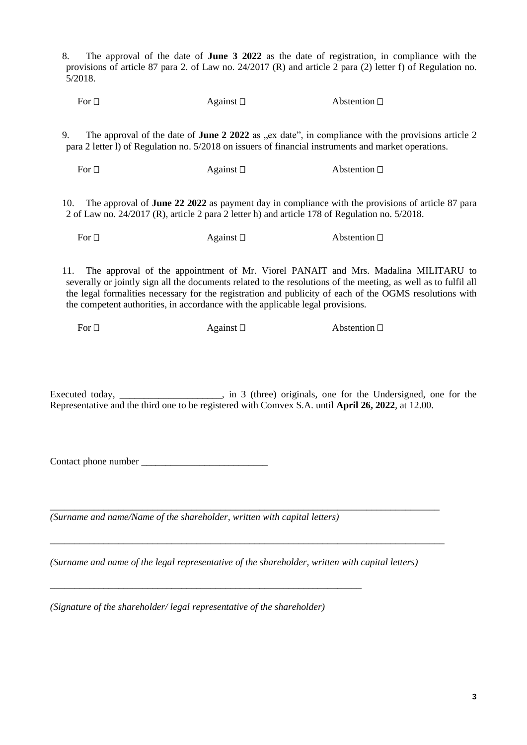8. The approval of the date of **June 3 2022** as the date of registration, in compliance with the provisions of article 87 para 2. of Law no. 24/2017 (R) and article 2 para (2) letter f) of Regulation no. 5/2018.

For ☐ Against ☐ Abstention ☐

9. The approval of the date of **June 2 2022** as „ex date", in compliance with the provisions article 2 para 2 letter l) of Regulation no. 5/2018 on issuers of financial instruments and market operations.

For ☐ Against ☐ Abstention ☐

10. The approval of **June 22 2022** as payment day in compliance with the provisions of article 87 para 2 of Law no. 24/2017 (R), article 2 para 2 letter h) and article 178 of Regulation no. 5/2018.

For ☐ Against ☐ Abstention ☐

11. The approval of the appointment of Mr. Viorel PANAIT and Mrs. Madalina MILITARU to severally or jointly sign all the documents related to the resolutions of the meeting, as well as to fulfil all the legal formalities necessary for the registration and publicity of each of the OGMS resolutions with the competent authorities, in accordance with the applicable legal provisions.

For ☐ Against ☐ Abstention ☐

Executed today, ____________________, in 3 (three) originals, one for the Undersigned, one for the Representative and the third one to be registered with Comvex S.A. until **April 26, 2022**, at 12.00.

Contact phone number _________________________

_________________________________________________________________________________

*(Surname and name/Name of the shareholder, written with capital letters)*

_________________________________________________________________________________

*(Surname and name of the legal representative of the shareholder, written with capital letters)*

_________________________________________________________________

*(Signature of the shareholder/ legal representative of the shareholder)*